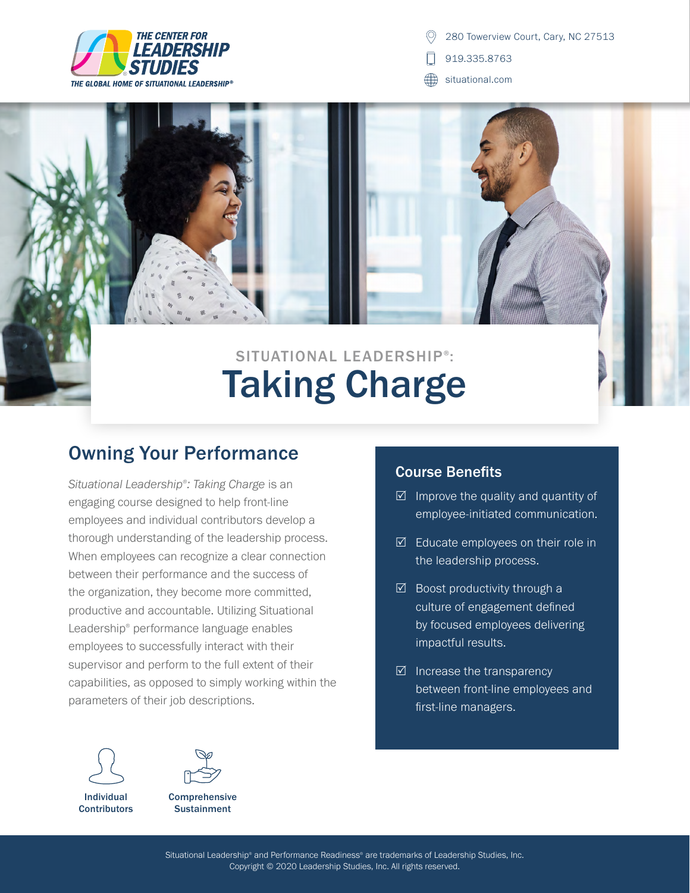THE CENTER FOR LEADERSHIP STUDIES

THE GLOBAL HOME OF SITUATIONAL LEADERSHIP®

280 Towerview Court, Cary, NC 27513

919.335.8763

situational.com

SITUATIONAL LEADERSHIP®:

# Taking Charge

## Owning Your Performance

*Situational Leadership®: Taking Charge* is an engaging course designed to help front-line employees and individual contributors develop a thorough understanding of the leadership process. When employees can recognize a clear connection between their performance and the success of the organization, they become more committed, productive and accountable. Utilizing Situational Leadership® performance language enables employees to successfully interact with their supervisor and perform to the full extent of their capabilities, as opposed to simply working within the parameters of their job descriptions.

### Course Benefits

- ☑ Improve the quality and quantity of employee-initiated communication.
- ☑ Educate employees on their role in the leadership process.
- ☑ Boost productivity through a culture of engagement defined by focused employees delivering impactful results.
- ☑ Increase the transparency between front-line employees and first-line managers.

**Individual Contributors**

**Comprehensive Sustainment**

Situational Leadership® and Performance Readiness® are trademarks of Leadership Studies, Inc.
Copyright © 2020 Leadership Studies, Inc. All rights reserved.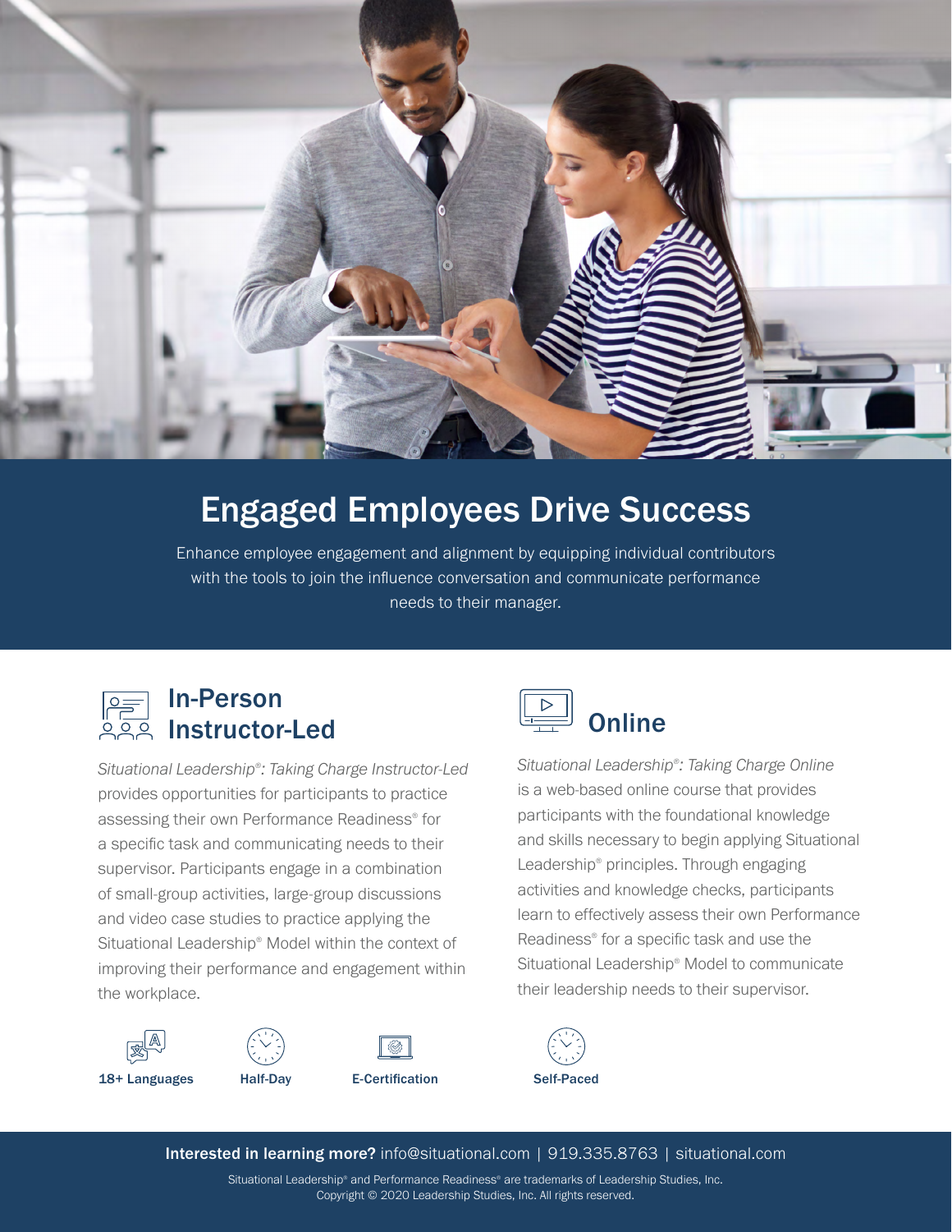# Engaged Employees Drive Success

Enhance employee engagement and alignment by equipping individual contributors with the tools to join the influence conversation and communicate performance needs to their manager.

## In-Person Instructor-Led

*Situational Leadership®: Taking Charge Instructor-Led* provides opportunities for participants to practice assessing their own Performance Readiness® for a specific task and communicating needs to their supervisor. Participants engage in a combination of small-group activities, large-group discussions and video case studies to practice applying the Situational Leadership® Model within the context of improving their performance and engagement within the workplace.

**18+ Languages**

**Half-Day**

**E-Certification**

## Online

*Situational Leadership®: Taking Charge Online* is a web-based online course that provides participants with the foundational knowledge and skills necessary to begin applying Situational Leadership® principles. Through engaging activities and knowledge checks, participants learn to effectively assess their own Performance Readiness® for a specific task and use the Situational Leadership® Model to communicate their leadership needs to their supervisor.

**Self-Paced**

**Interested in learning more?** info@situational.com | 919.335.8763 | situational.com

Situational Leadership® and Performance Readiness® are trademarks of Leadership Studies, Inc.
Copyright © 2020 Leadership Studies, Inc. All rights reserved.